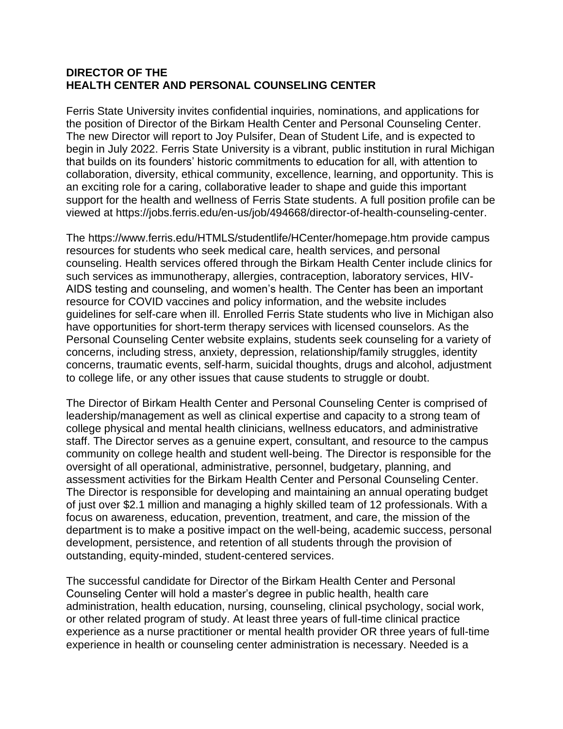**DIRECTOR OF THE
HEALTH CENTER AND PERSONAL COUNSELING CENTER**

Ferris State University invites confidential inquiries, nominations, and applications for the position of Director of the Birkam Health Center and Personal Counseling Center. The new Director will report to Joy Pulsifer, Dean of Student Life, and is expected to begin in July 2022. Ferris State University is a vibrant, public institution in rural Michigan that builds on its founders' historic commitments to education for all, with attention to collaboration, diversity, ethical community, excellence, learning, and opportunity. This is an exciting role for a caring, collaborative leader to shape and guide this important support for the health and wellness of Ferris State students. A full position profile can be viewed at https://jobs.ferris.edu/en-us/job/494668/director-of-health-counseling-center.

The https://www.ferris.edu/HTMLS/studentlife/HCenter/homepage.htm provide campus resources for students who seek medical care, health services, and personal counseling. Health services offered through the Birkam Health Center include clinics for such services as immunotherapy, allergies, contraception, laboratory services, HIV-AIDS testing and counseling, and women's health. The Center has been an important resource for COVID vaccines and policy information, and the website includes guidelines for self-care when ill. Enrolled Ferris State students who live in Michigan also have opportunities for short-term therapy services with licensed counselors. As the Personal Counseling Center website explains, students seek counseling for a variety of concerns, including stress, anxiety, depression, relationship/family struggles, identity concerns, traumatic events, self-harm, suicidal thoughts, drugs and alcohol, adjustment to college life, or any other issues that cause students to struggle or doubt.

The Director of Birkam Health Center and Personal Counseling Center is comprised of leadership/management as well as clinical expertise and capacity to a strong team of college physical and mental health clinicians, wellness educators, and administrative staff. The Director serves as a genuine expert, consultant, and resource to the campus community on college health and student well-being. The Director is responsible for the oversight of all operational, administrative, personnel, budgetary, planning, and assessment activities for the Birkam Health Center and Personal Counseling Center. The Director is responsible for developing and maintaining an annual operating budget of just over $2.1 million and managing a highly skilled team of 12 professionals. With a focus on awareness, education, prevention, treatment, and care, the mission of the department is to make a positive impact on the well-being, academic success, personal development, persistence, and retention of all students through the provision of outstanding, equity-minded, student-centered services.

The successful candidate for Director of the Birkam Health Center and Personal Counseling Center will hold a master's degree in public health, health care administration, health education, nursing, counseling, clinical psychology, social work, or other related program of study. At least three years of full-time clinical practice experience as a nurse practitioner or mental health provider OR three years of full-time experience in health or counseling center administration is necessary. Needed is a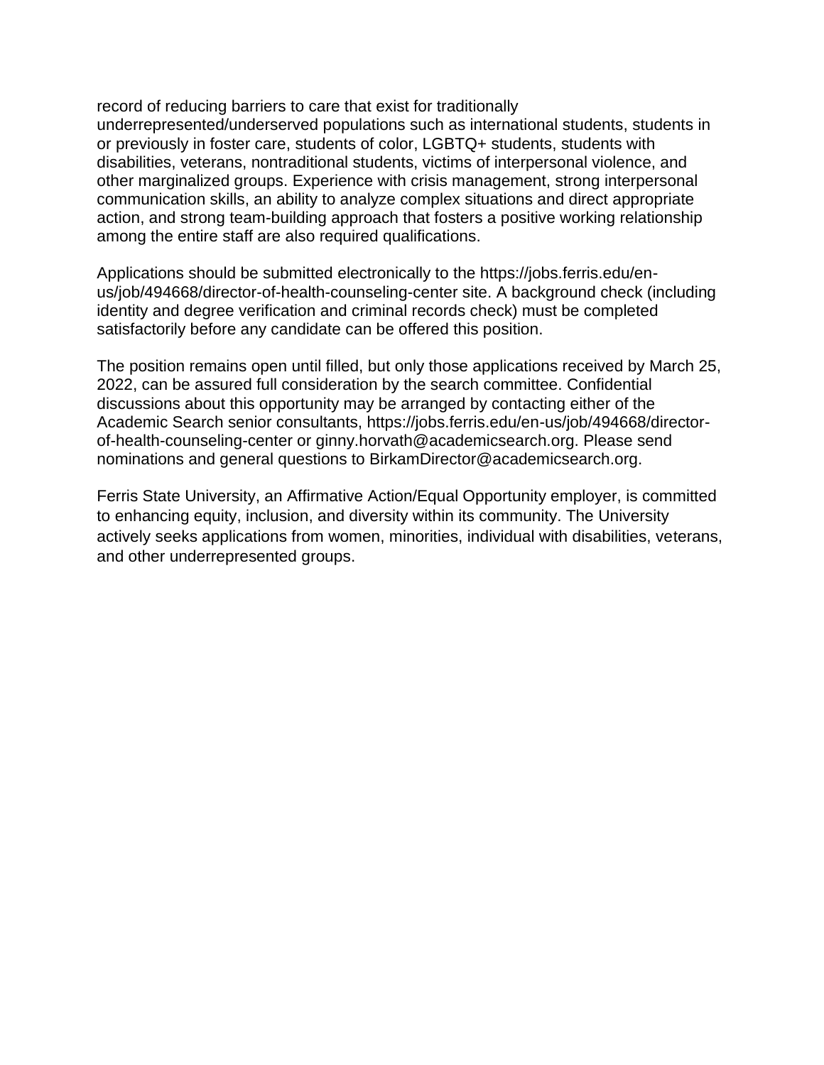record of reducing barriers to care that exist for traditionally underrepresented/underserved populations such as international students, students in or previously in foster care, students of color, LGBTQ+ students, students with disabilities, veterans, nontraditional students, victims of interpersonal violence, and other marginalized groups. Experience with crisis management, strong interpersonal communication skills, an ability to analyze complex situations and direct appropriate action, and strong team-building approach that fosters a positive working relationship among the entire staff are also required qualifications.

Applications should be submitted electronically to the https://jobs.ferris.edu/en-us/job/494668/director-of-health-counseling-center site. A background check (including identity and degree verification and criminal records check) must be completed satisfactorily before any candidate can be offered this position.

The position remains open until filled, but only those applications received by March 25, 2022, can be assured full consideration by the search committee. Confidential discussions about this opportunity may be arranged by contacting either of the Academic Search senior consultants, https://jobs.ferris.edu/en-us/job/494668/director-of-health-counseling-center or ginny.horvath@academicsearch.org. Please send nominations and general questions to BirkamDirector@academicsearch.org.

Ferris State University, an Affirmative Action/Equal Opportunity employer, is committed to enhancing equity, inclusion, and diversity within its community. The University actively seeks applications from women, minorities, individual with disabilities, veterans, and other underrepresented groups.